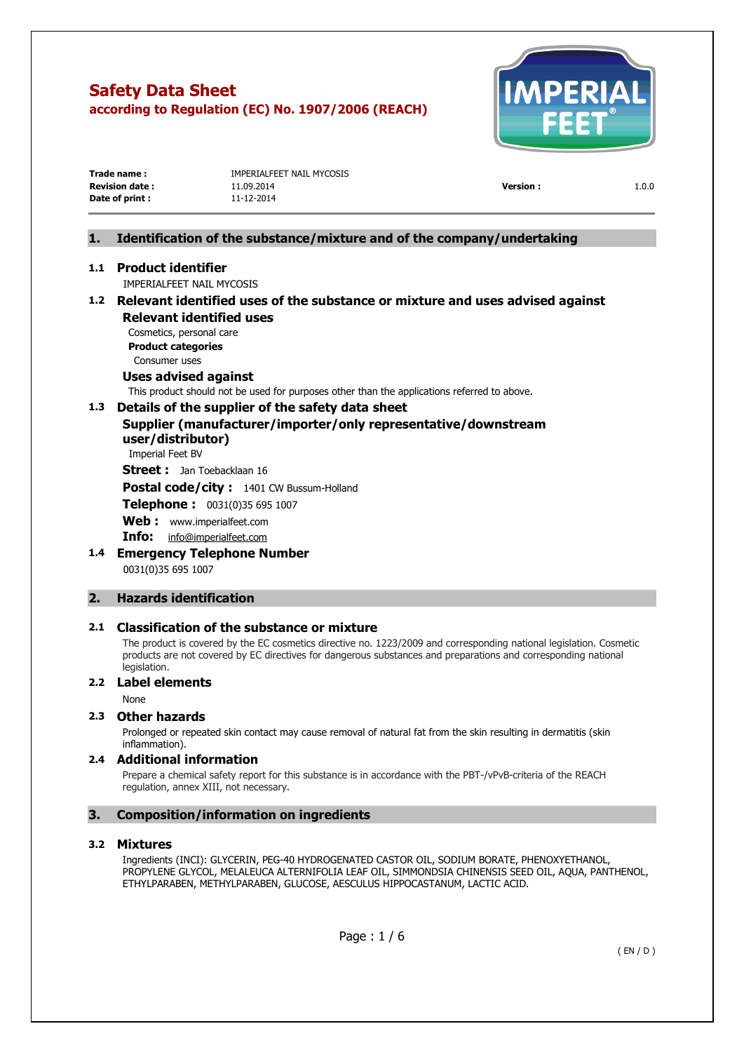# Safety Data Sheet

**according to Regulation (EC) No. 1907/2006 (REACH)**

| | | | |
|---|---|---|---|
| **Trade name :** | IMPERIALFEET NAIL MYCOSIS | | |
| **Revision date :** | 11.09.2014 | **Version :** | 1.0.0 |
| **Date of print :** | 11-12-2014 | | |

## 1. Identification of the substance/mixture and of the company/undertaking

### 1.1 Product identifier

IMPERIALFEET NAIL MYCOSIS

### 1.2 Relevant identified uses of the substance or mixture and uses advised against

**Relevant identified uses**

Cosmetics, personal care

**Product categories**

Consumer uses

**Uses advised against**

This product should not be used for purposes other than the applications referred to above.

### 1.3 Details of the supplier of the safety data sheet

**Supplier (manufacturer/importer/only representative/downstream user/distributor)**

Imperial Feet BV

**Street :** Jan Toebacklaan 16

**Postal code/city :** 1401 CW Bussum-Holland

**Telephone :** 0031(0)35 695 1007

**Web :** www.imperialfeet.com

**Info:** info@imperialfeet.com

### 1.4 Emergency Telephone Number

0031(0)35 695 1007

## 2. Hazards identification

### 2.1 Classification of the substance or mixture

The product is covered by the EC cosmetics directive no. 1223/2009 and corresponding national legislation. Cosmetic products are not covered by EC directives for dangerous substances and preparations and corresponding national legislation.

### 2.2 Label elements

None

### 2.3 Other hazards

Prolonged or repeated skin contact may cause removal of natural fat from the skin resulting in dermatitis (skin inflammation).

### 2.4 Additional information

Prepare a chemical safety report for this substance is in accordance with the PBT-/vPvB-criteria of the REACH regulation, annex XIII, not necessary.

## 3. Composition/information on ingredients

### 3.2 Mixtures

Ingredients (INCI): GLYCERIN, PEG-40 HYDROGENATED CASTOR OIL, SODIUM BORATE, PHENOXYETHANOL, PROPYLENE GLYCOL, MELALEUCA ALTERNIFOLIA LEAF OIL, SIMMONDSIA CHINENSIS SEED OIL, AQUA, PANTHENOL, ETHYLPARABEN, METHYLPARABEN, GLUCOSE, AESCULUS HIPPOCASTANUM, LACTIC ACID.

( EN / D )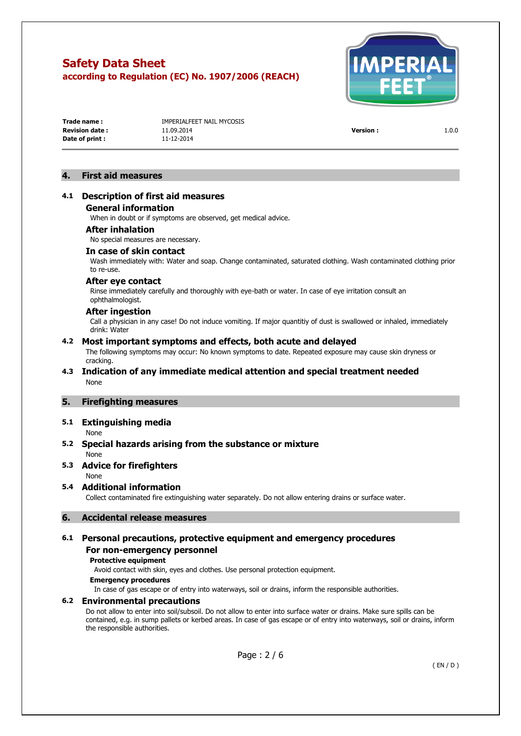## 4. First aid measures

### 4.1 Description of first aid measures

#### General information

When in doubt or if symptoms are observed, get medical advice.

#### After inhalation

No special measures are necessary.

#### In case of skin contact

Wash immediately with: Water and soap. Change contaminated, saturated clothing. Wash contaminated clothing prior to re-use.

#### After eye contact

Rinse immediately carefully and thoroughly with eye-bath or water. In case of eye irritation consult an ophthalmologist.

#### After ingestion

Call a physician in any case! Do not induce vomiting. If major quantitiy of dust is swallowed or inhaled, immediately drink: Water

### 4.2 Most important symptoms and effects, both acute and delayed

The following symptoms may occur: No known symptoms to date. Repeated exposure may cause skin dryness or cracking.

### 4.3 Indication of any immediate medical attention and special treatment needed

None

## 5. Firefighting measures

### 5.1 Extinguishing media

None

### 5.2 Special hazards arising from the substance or mixture

None

### 5.3 Advice for firefighters

None

### 5.4 Additional information

Collect contaminated fire extinguishing water separately. Do not allow entering drains or surface water.

## 6. Accidental release measures

### 6.1 Personal precautions, protective equipment and emergency procedures

#### For non-emergency personnel

**Protective equipment**

Avoid contact with skin, eyes and clothes. Use personal protection equipment.

**Emergency procedures**

In case of gas escape or of entry into waterways, soil or drains, inform the responsible authorities.

### 6.2 Environmental precautions

Do not allow to enter into soil/subsoil. Do not allow to enter into surface water or drains. Make sure spills can be contained, e.g. in sump pallets or kerbed areas. In case of gas escape or of entry into waterways, soil or drains, inform the responsible authorities.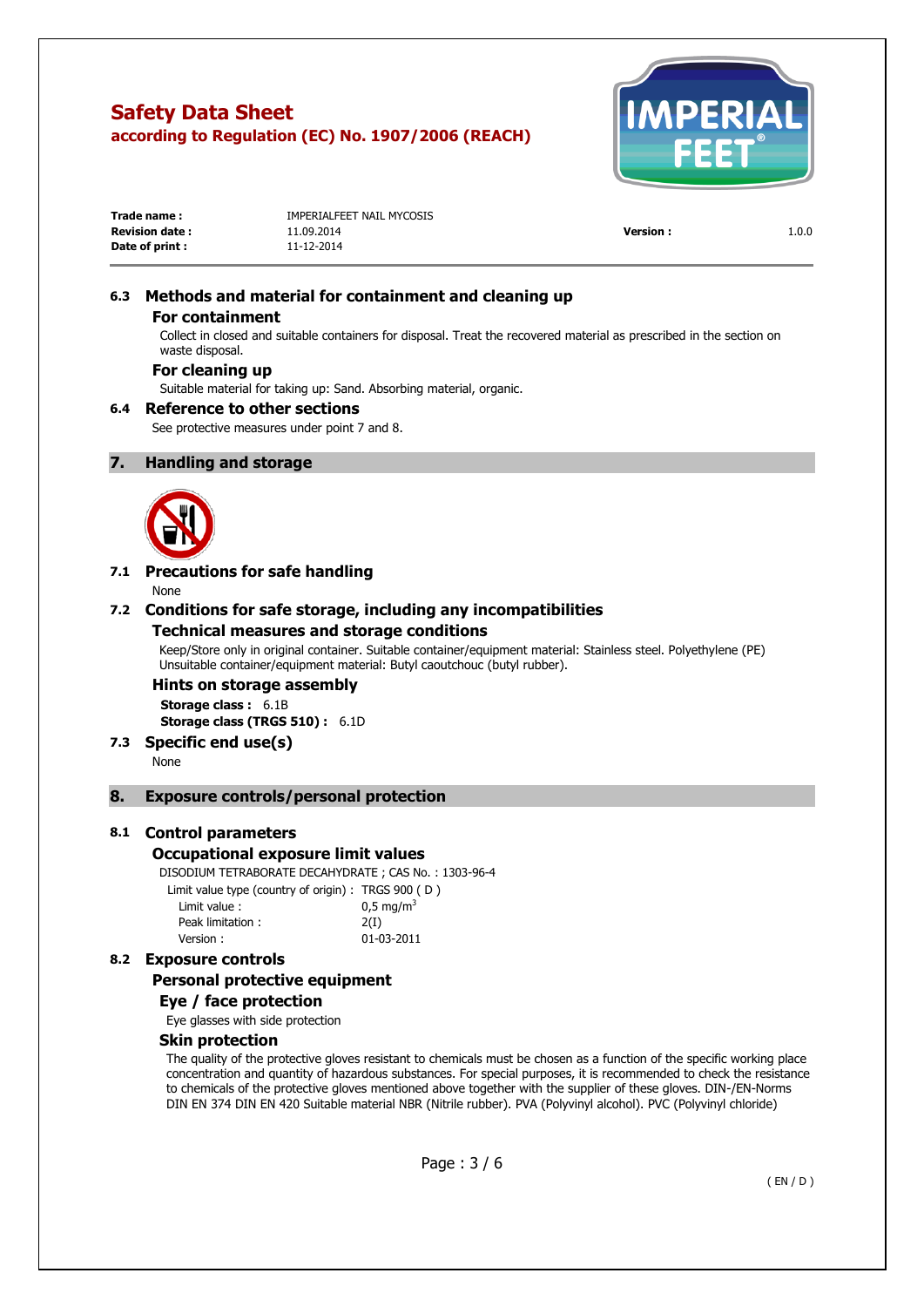## 6.3 Methods and material for containment and cleaning up

### For containment

Collect in closed and suitable containers for disposal. Treat the recovered material as prescribed in the section on waste disposal.

### For cleaning up

Suitable material for taking up: Sand. Absorbing material, organic.

## 6.4 Reference to other sections

See protective measures under point 7 and 8.

# 7. Handling and storage

## 7.1 Precautions for safe handling

None

## 7.2 Conditions for safe storage, including any incompatibilities

### Technical measures and storage conditions

Keep/Store only in original container. Suitable container/equipment material: Stainless steel. Polyethylene (PE)
Unsuitable container/equipment material: Butyl caoutchouc (butyl rubber).

### Hints on storage assembly

**Storage class :** 6.1B
**Storage class (TRGS 510) :** 6.1D

## 7.3 Specific end use(s)

None

# 8. Exposure controls/personal protection

## 8.1 Control parameters

### Occupational exposure limit values

DISODIUM TETRABORATE DECAHYDRATE ; CAS No. : 1303-96-4

| Limit value type (country of origin) : | TRGS 900 ( D ) |
|---|---|
| Limit value : | 0,5 mg/m$^3$ |
| Peak limitation : | 2(I) |
| Version : | 01-03-2011 |

## 8.2 Exposure controls

### Personal protective equipment

#### Eye / face protection

Eye glasses with side protection

#### Skin protection

The quality of the protective gloves resistant to chemicals must be chosen as a function of the specific working place concentration and quantity of hazardous substances. For special purposes, it is recommended to check the resistance to chemicals of the protective gloves mentioned above together with the supplier of these gloves. DIN-/EN-Norms DIN EN 374 DIN EN 420 Suitable material NBR (Nitrile rubber). PVA (Polyvinyl alcohol). PVC (Polyvinyl chloride)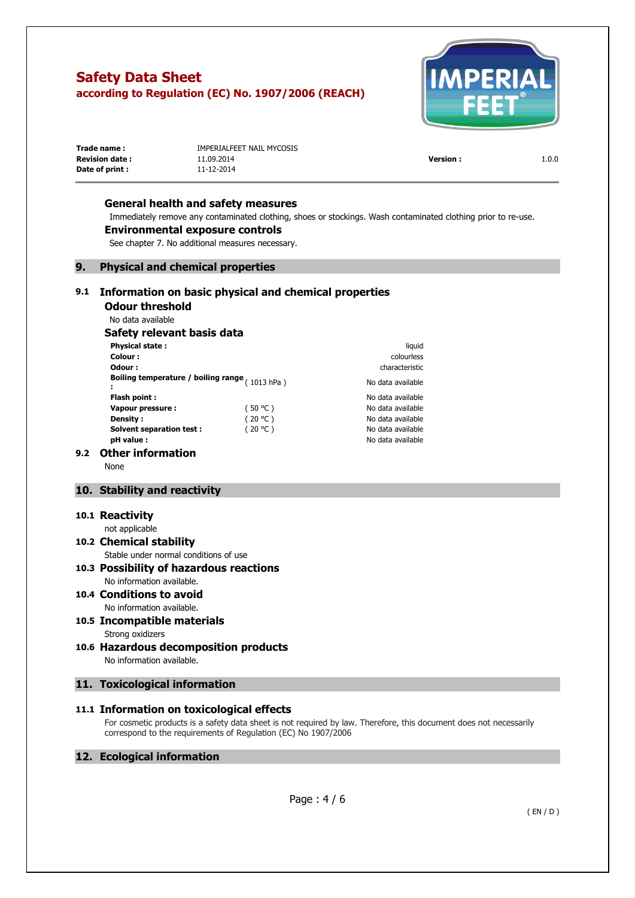**Trade name :** IMPERIALFEET NAIL MYCOSIS
**Revision date :** 11.09.2014 **Version :** 1.0.0
**Date of print :** 11-12-2014

### General health and safety measures

Immediately remove any contaminated clothing, shoes or stockings. Wash contaminated clothing prior to re-use.

### Environmental exposure controls

See chapter 7. No additional measures necessary.

## 9. Physical and chemical properties

### 9.1 Information on basic physical and chemical properties

#### Odour threshold

No data available

#### Safety relevant basis data

| | | |
|---|---|---|
| **Physical state :** | | liquid |
| **Colour :** | | colourless |
| **Odour :** | | characteristic |
| **Boiling temperature / boiling range :** | ( 1013 hPa ) | No data available |
| **Flash point :** | | No data available |
| **Vapour pressure :** | ( 50 °C ) | No data available |
| **Density :** | ( 20 °C ) | No data available |
| **Solvent separation test :** | ( 20 °C ) | No data available |
| **pH value :** | | No data available |

### 9.2 Other information

None

## 10. Stability and reactivity

### 10.1 Reactivity

not applicable

### 10.2 Chemical stability

Stable under normal conditions of use

### 10.3 Possibility of hazardous reactions

No information available.

### 10.4 Conditions to avoid

No information available.

### 10.5 Incompatible materials

Strong oxidizers

### 10.6 Hazardous decomposition products

No information available.

## 11. Toxicological information

### 11.1 Information on toxicological effects

For cosmetic products is a safety data sheet is not required by law. Therefore, this document does not necessarily correspond to the requirements of Regulation (EC) No 1907/2006

## 12. Ecological information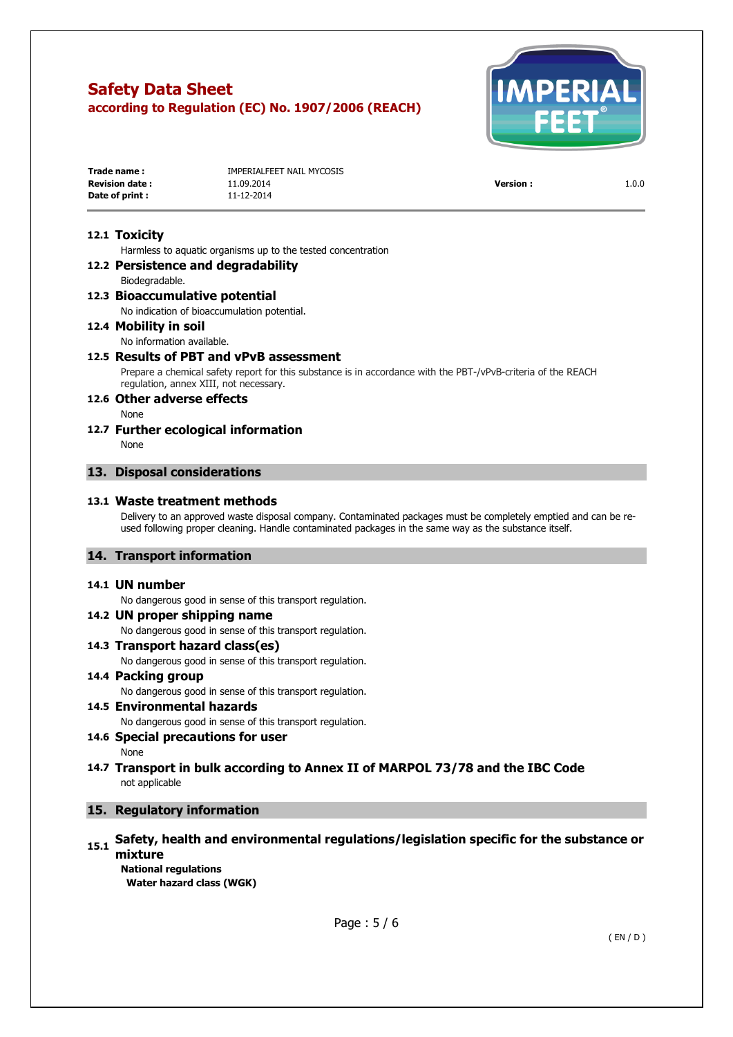### 12.1 Toxicity

Harmless to aquatic organisms up to the tested concentration

### 12.2 Persistence and degradability

Biodegradable.

### 12.3 Bioaccumulative potential

No indication of bioaccumulation potential.

### 12.4 Mobility in soil

No information available.

### 12.5 Results of PBT and vPvB assessment

Prepare a chemical safety report for this substance is in accordance with the PBT-/vPvB-criteria of the REACH regulation, annex XIII, not necessary.

### 12.6 Other adverse effects

None

### 12.7 Further ecological information

None

## 13. Disposal considerations

### 13.1 Waste treatment methods

Delivery to an approved waste disposal company. Contaminated packages must be completely emptied and can be re-used following proper cleaning. Handle contaminated packages in the same way as the substance itself.

## 14. Transport information

### 14.1 UN number

No dangerous good in sense of this transport regulation.

### 14.2 UN proper shipping name

No dangerous good in sense of this transport regulation.

### 14.3 Transport hazard class(es)

No dangerous good in sense of this transport regulation.

### 14.4 Packing group

No dangerous good in sense of this transport regulation.

### 14.5 Environmental hazards

No dangerous good in sense of this transport regulation.

### 14.6 Special precautions for user

None

### 14.7 Transport in bulk according to Annex II of MARPOL 73/78 and the IBC Code

not applicable

## 15. Regulatory information

### 15.1 Safety, health and environmental regulations/legislation specific for the substance or mixture

**National regulations**

**Water hazard class (WGK)**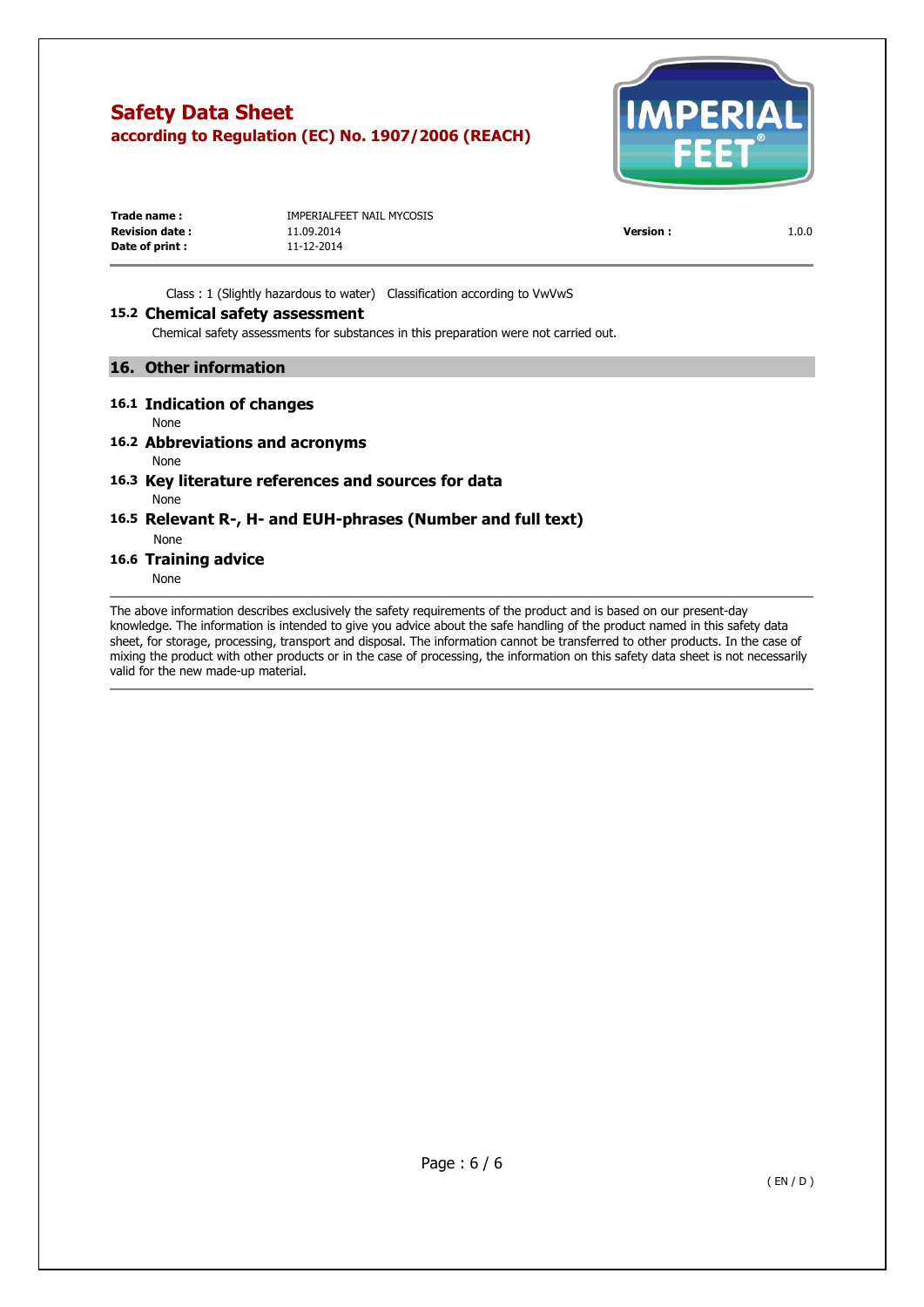Class : 1 (Slightly hazardous to water) Classification according to VwVwS

### 15.2 Chemical safety assessment

Chemical safety assessments for substances in this preparation were not carried out.

## 16. Other information

### 16.1 Indication of changes

None

### 16.2 Abbreviations and acronyms

None

### 16.3 Key literature references and sources for data

None

### 16.5 Relevant R-, H- and EUH-phrases (Number and full text)

None

### 16.6 Training advice

None

---

The above information describes exclusively the safety requirements of the product and is based on our present-day knowledge. The information is intended to give you advice about the safe handling of the product named in this safety data sheet, for storage, processing, transport and disposal. The information cannot be transferred to other products. In the case of mixing the product with other products or in the case of processing, the information on this safety data sheet is not necessarily valid for the new made-up material.